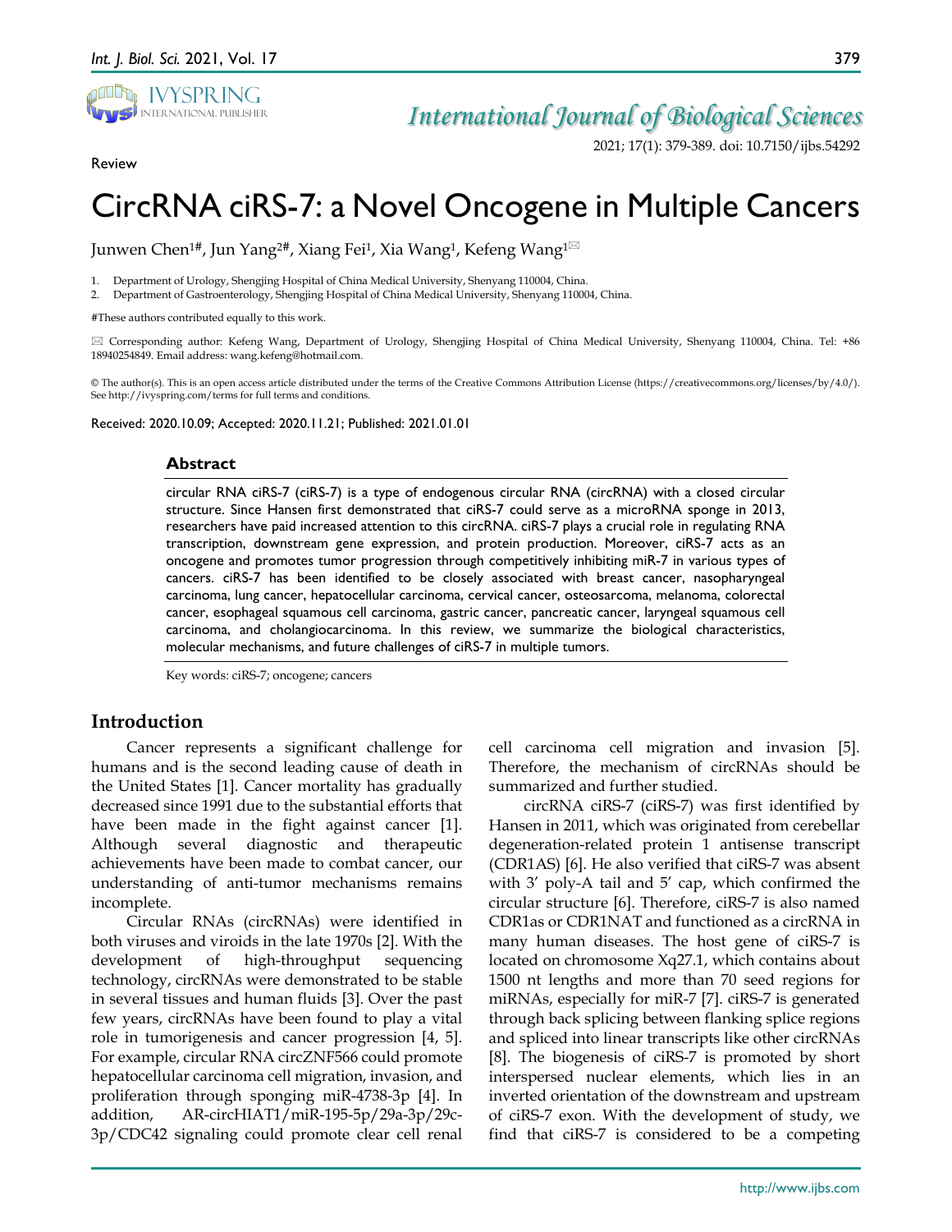Review

# CircRNA ciRS-7: a Novel Oncogene in Multiple Cancers

Junwen Chen[1#], Jun Yang[2#], Xiang Fei[1], Xia Wang[1], Kefeng Wang[1]✉

1. Department of Urology, Shengjing Hospital of China Medical University, Shenyang 110004, China.
2. Department of Gastroenterology, Shengjing Hospital of China Medical University, Shenyang 110004, China.

#These authors contributed equally to this work.

✉ Corresponding author: Kefeng Wang, Department of Urology, Shengjing Hospital of China Medical University, Shenyang 110004, China. Tel: +86 18940254849. Email address: wang.kefeng@hotmail.com.

© The author(s). This is an open access article distributed under the terms of the Creative Commons Attribution License (https://creativecommons.org/licenses/by/4.0/). See http://ivyspring.com/terms for full terms and conditions.

Received: 2020.10.09; Accepted: 2020.11.21; Published: 2021.01.01

## Abstract

circular RNA ciRS-7 (ciRS-7) is a type of endogenous circular RNA (circRNA) with a closed circular structure. Since Hansen first demonstrated that ciRS-7 could serve as a microRNA sponge in 2013, researchers have paid increased attention to this circRNA. ciRS-7 plays a crucial role in regulating RNA transcription, downstream gene expression, and protein production. Moreover, ciRS-7 acts as an oncogene and promotes tumor progression through competitively inhibiting miR-7 in various types of cancers. ciRS-7 has been identified to be closely associated with breast cancer, nasopharyngeal carcinoma, lung cancer, hepatocellular carcinoma, cervical cancer, osteosarcoma, melanoma, colorectal cancer, esophageal squamous cell carcinoma, gastric cancer, pancreatic cancer, laryngeal squamous cell carcinoma, and cholangiocarcinoma. In this review, we summarize the biological characteristics, molecular mechanisms, and future challenges of ciRS-7 in multiple tumors.

Key words: ciRS-7; oncogene; cancers

## Introduction

Cancer represents a significant challenge for humans and is the second leading cause of death in the United States [1]. Cancer mortality has gradually decreased since 1991 due to the substantial efforts that have been made in the fight against cancer [1]. Although several diagnostic and therapeutic achievements have been made to combat cancer, our understanding of anti-tumor mechanisms remains incomplete.

Circular RNAs (circRNAs) were identified in both viruses and viroids in the late 1970s [2]. With the development of high-throughput sequencing technology, circRNAs were demonstrated to be stable in several tissues and human fluids [3]. Over the past few years, circRNAs have been found to play a vital role in tumorigenesis and cancer progression [4, 5]. For example, circular RNA circZNF566 could promote hepatocellular carcinoma cell migration, invasion, and proliferation through sponging miR-4738-3p [4]. In addition, AR-circHIAT1/miR-195-5p/29a-3p/29c-3p/CDC42 signaling could promote clear cell renal cell carcinoma cell migration and invasion [5]. Therefore, the mechanism of circRNAs should be summarized and further studied.

circRNA ciRS-7 (ciRS-7) was first identified by Hansen in 2011, which was originated from cerebellar degeneration-related protein 1 antisense transcript (CDR1AS) [6]. He also verified that ciRS-7 was absent with 3′ poly-A tail and 5′ cap, which confirmed the circular structure [6]. Therefore, ciRS-7 is also named CDR1as or CDR1NAT and functioned as a circRNA in many human diseases. The host gene of ciRS-7 is located on chromosome Xq27.1, which contains about 1500 nt lengths and more than 70 seed regions for miRNAs, especially for miR-7 [7]. ciRS-7 is generated through back splicing between flanking splice regions and spliced into linear transcripts like other circRNAs [8]. The biogenesis of ciRS-7 is promoted by short interspersed nuclear elements, which lies in an inverted orientation of the downstream and upstream of ciRS-7 exon. With the development of study, we find that ciRS-7 is considered to be a competing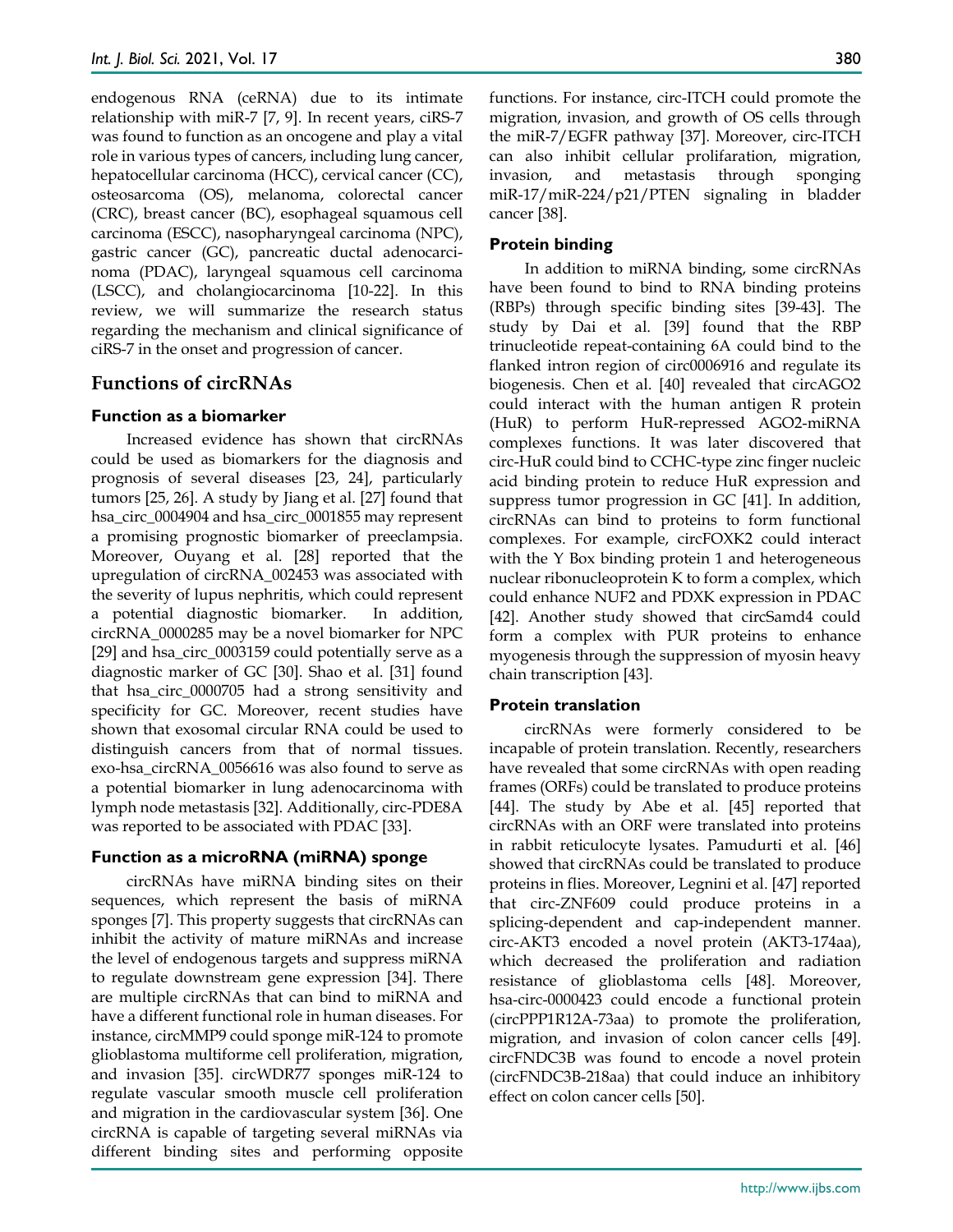endogenous RNA (ceRNA) due to its intimate relationship with miR-7 [7, 9]. In recent years, ciRS-7 was found to function as an oncogene and play a vital role in various types of cancers, including lung cancer, hepatocellular carcinoma (HCC), cervical cancer (CC), osteosarcoma (OS), melanoma, colorectal cancer (CRC), breast cancer (BC), esophageal squamous cell carcinoma (ESCC), nasopharyngeal carcinoma (NPC), gastric cancer (GC), pancreatic ductal adenocarcinoma (PDAC), laryngeal squamous cell carcinoma (LSCC), and cholangiocarcinoma [10-22]. In this review, we will summarize the research status regarding the mechanism and clinical significance of ciRS-7 in the onset and progression of cancer.

## Functions of circRNAs

### Function as a biomarker

Increased evidence has shown that circRNAs could be used as biomarkers for the diagnosis and prognosis of several diseases [23, 24], particularly tumors [25, 26]. A study by Jiang et al. [27] found that hsa_circ_0004904 and hsa_circ_0001855 may represent a promising prognostic biomarker of preeclampsia. Moreover, Ouyang et al. [28] reported that the upregulation of circRNA_002453 was associated with the severity of lupus nephritis, which could represent a potential diagnostic biomarker. In addition, circRNA_0000285 may be a novel biomarker for NPC [29] and hsa_circ_0003159 could potentially serve as a diagnostic marker of GC [30]. Shao et al. [31] found that hsa_circ_0000705 had a strong sensitivity and specificity for GC. Moreover, recent studies have shown that exosomal circular RNA could be used to distinguish cancers from that of normal tissues. exo-hsa_circRNA_0056616 was also found to serve as a potential biomarker in lung adenocarcinoma with lymph node metastasis [32]. Additionally, circ-PDE8A was reported to be associated with PDAC [33].

### Function as a microRNA (miRNA) sponge

circRNAs have miRNA binding sites on their sequences, which represent the basis of miRNA sponges [7]. This property suggests that circRNAs can inhibit the activity of mature miRNAs and increase the level of endogenous targets and suppress miRNA to regulate downstream gene expression [34]. There are multiple circRNAs that can bind to miRNA and have a different functional role in human diseases. For instance, circMMP9 could sponge miR-124 to promote glioblastoma multiforme cell proliferation, migration, and invasion [35]. circWDR77 sponges miR-124 to regulate vascular smooth muscle cell proliferation and migration in the cardiovascular system [36]. One circRNA is capable of targeting several miRNAs via different binding sites and performing opposite functions. For instance, circ-ITCH could promote the migration, invasion, and growth of OS cells through the miR-7/EGFR pathway [37]. Moreover, circ-ITCH can also inhibit cellular prolifaration, migration, invasion, and metastasis through sponging miR-17/miR-224/p21/PTEN signaling in bladder cancer [38].

### Protein binding

In addition to miRNA binding, some circRNAs have been found to bind to RNA binding proteins (RBPs) through specific binding sites [39-43]. The study by Dai et al. [39] found that the RBP trinucleotide repeat-containing 6A could bind to the flanked intron region of circ0006916 and regulate its biogenesis. Chen et al. [40] revealed that circAGO2 could interact with the human antigen R protein (HuR) to perform HuR-repressed AGO2-miRNA complexes functions. It was later discovered that circ-HuR could bind to CCHC-type zinc finger nucleic acid binding protein to reduce HuR expression and suppress tumor progression in GC [41]. In addition, circRNAs can bind to proteins to form functional complexes. For example, circFOXK2 could interact with the Y Box binding protein 1 and heterogeneous nuclear ribonucleoprotein K to form a complex, which could enhance NUF2 and PDXK expression in PDAC [42]. Another study showed that circSamd4 could form a complex with PUR proteins to enhance myogenesis through the suppression of myosin heavy chain transcription [43].

### Protein translation

circRNAs were formerly considered to be incapable of protein translation. Recently, researchers have revealed that some circRNAs with open reading frames (ORFs) could be translated to produce proteins [44]. The study by Abe et al. [45] reported that circRNAs with an ORF were translated into proteins in rabbit reticulocyte lysates. Pamudurti et al. [46] showed that circRNAs could be translated to produce proteins in flies. Moreover, Legnini et al. [47] reported that circ-ZNF609 could produce proteins in a splicing-dependent and cap-independent manner. circ-AKT3 encoded a novel protein (AKT3-174aa), which decreased the proliferation and radiation resistance of glioblastoma cells [48]. Moreover, hsa-circ-0000423 could encode a functional protein (circPPP1R12A-73aa) to promote the proliferation, migration, and invasion of colon cancer cells [49]. circFNDC3B was found to encode a novel protein (circFNDC3B-218aa) that could induce an inhibitory effect on colon cancer cells [50].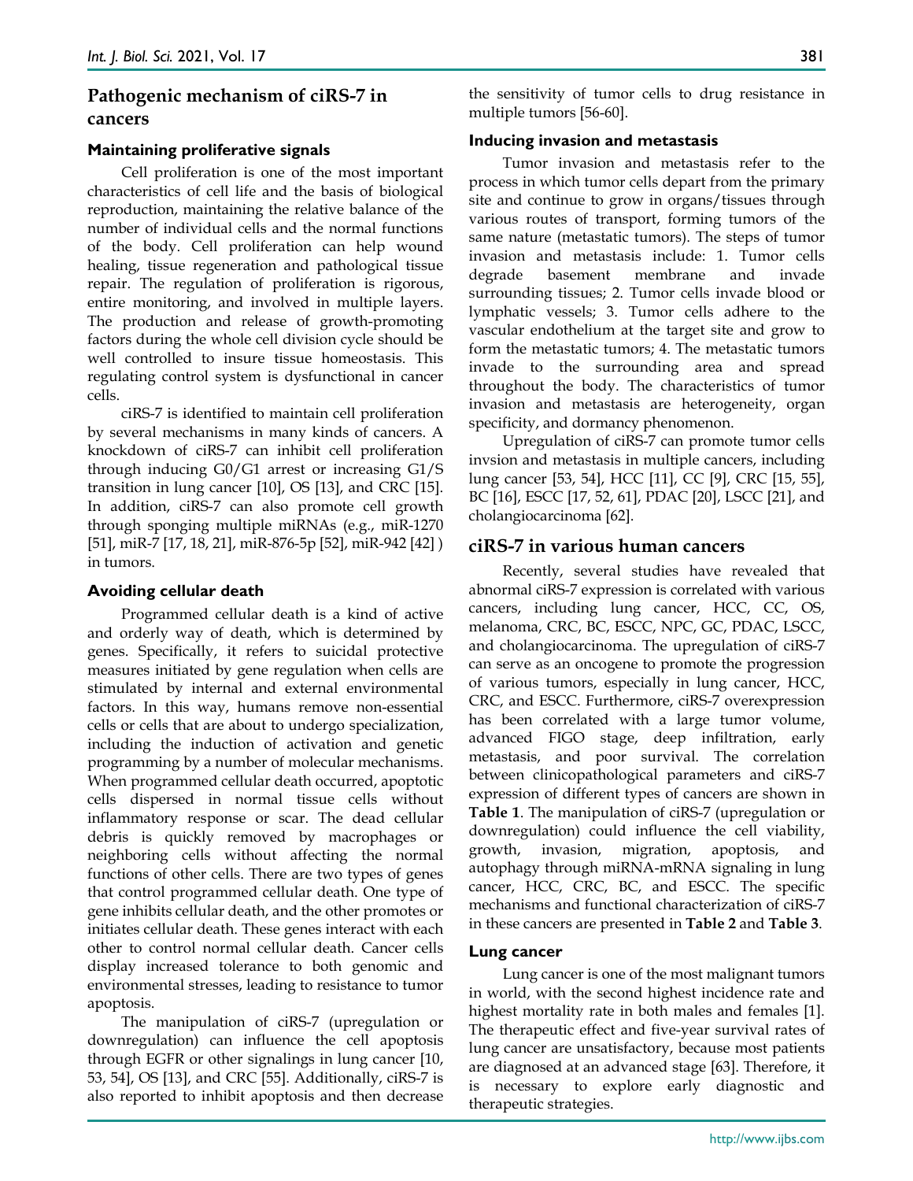## Pathogenic mechanism of ciRS-7 in cancers

### Maintaining proliferative signals

Cell proliferation is one of the most important characteristics of cell life and the basis of biological reproduction, maintaining the relative balance of the number of individual cells and the normal functions of the body. Cell proliferation can help wound healing, tissue regeneration and pathological tissue repair. The regulation of proliferation is rigorous, entire monitoring, and involved in multiple layers. The production and release of growth-promoting factors during the whole cell division cycle should be well controlled to insure tissue homeostasis. This regulating control system is dysfunctional in cancer cells.

ciRS-7 is identified to maintain cell proliferation by several mechanisms in many kinds of cancers. A knockdown of ciRS-7 can inhibit cell proliferation through inducing G0/G1 arrest or increasing G1/S transition in lung cancer [10], OS [13], and CRC [15]. In addition, ciRS-7 can also promote cell growth through sponging multiple miRNAs (e.g., miR-1270 [51], miR-7 [17, 18, 21], miR-876-5p [52], miR-942 [42] ) in tumors.

### Avoiding cellular death

Programmed cellular death is a kind of active and orderly way of death, which is determined by genes. Specifically, it refers to suicidal protective measures initiated by gene regulation when cells are stimulated by internal and external environmental factors. In this way, humans remove non-essential cells or cells that are about to undergo specialization, including the induction of activation and genetic programming by a number of molecular mechanisms. When programmed cellular death occurred, apoptotic cells dispersed in normal tissue cells without inflammatory response or scar. The dead cellular debris is quickly removed by macrophages or neighboring cells without affecting the normal functions of other cells. There are two types of genes that control programmed cellular death. One type of gene inhibits cellular death, and the other promotes or initiates cellular death. These genes interact with each other to control normal cellular death. Cancer cells display increased tolerance to both genomic and environmental stresses, leading to resistance to tumor apoptosis.

The manipulation of ciRS-7 (upregulation or downregulation) can influence the cell apoptosis through EGFR or other signalings in lung cancer [10, 53, 54], OS [13], and CRC [55]. Additionally, ciRS-7 is also reported to inhibit apoptosis and then decrease the sensitivity of tumor cells to drug resistance in multiple tumors [56-60].

### Inducing invasion and metastasis

Tumor invasion and metastasis refer to the process in which tumor cells depart from the primary site and continue to grow in organs/tissues through various routes of transport, forming tumors of the same nature (metastatic tumors). The steps of tumor invasion and metastasis include: 1. Tumor cells degrade basement membrane and invade surrounding tissues; 2. Tumor cells invade blood or lymphatic vessels; 3. Tumor cells adhere to the vascular endothelium at the target site and grow to form the metastatic tumors; 4. The metastatic tumors invade to the surrounding area and spread throughout the body. The characteristics of tumor invasion and metastasis are heterogeneity, organ specificity, and dormancy phenomenon.

Upregulation of ciRS-7 can promote tumor cells invsion and metastasis in multiple cancers, including lung cancer [53, 54], HCC [11], CC [9], CRC [15, 55], BC [16], ESCC [17, 52, 61], PDAC [20], LSCC [21], and cholangiocarcinoma [62].

## ciRS-7 in various human cancers

Recently, several studies have revealed that abnormal ciRS-7 expression is correlated with various cancers, including lung cancer, HCC, CC, OS, melanoma, CRC, BC, ESCC, NPC, GC, PDAC, LSCC, and cholangiocarcinoma. The upregulation of ciRS-7 can serve as an oncogene to promote the progression of various tumors, especially in lung cancer, HCC, CRC, and ESCC. Furthermore, ciRS-7 overexpression has been correlated with a large tumor volume, advanced FIGO stage, deep infiltration, early metastasis, and poor survival. The correlation between clinicopathological parameters and ciRS-7 expression of different types of cancers are shown in **Table 1**. The manipulation of ciRS-7 (upregulation or downregulation) could influence the cell viability, growth, invasion, migration, apoptosis, and autophagy through miRNA-mRNA signaling in lung cancer, HCC, CRC, BC, and ESCC. The specific mechanisms and functional characterization of ciRS-7 in these cancers are presented in **Table 2** and **Table 3**.

### Lung cancer

Lung cancer is one of the most malignant tumors in world, with the second highest incidence rate and highest mortality rate in both males and females [1]. The therapeutic effect and five-year survival rates of lung cancer are unsatisfactory, because most patients are diagnosed at an advanced stage [63]. Therefore, it is necessary to explore early diagnostic and therapeutic strategies.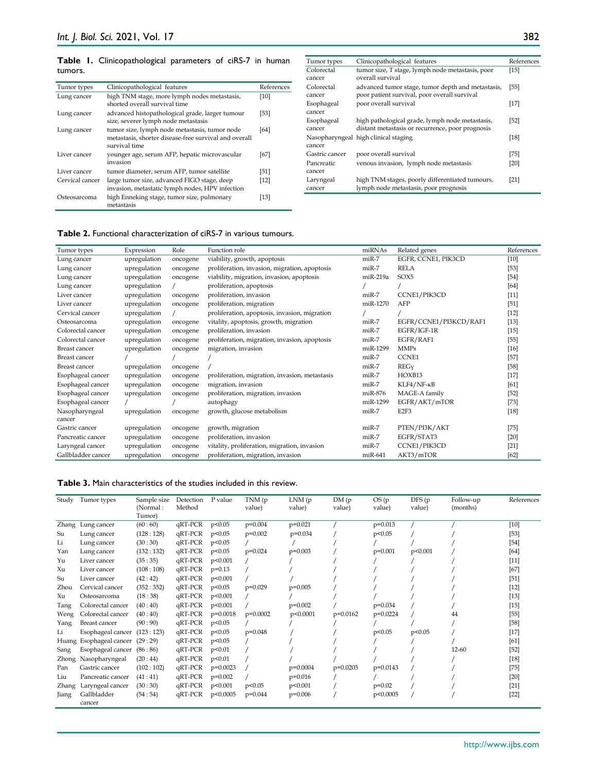**Table 1.** Clinicopathological parameters of ciRS-7 in human tumors.

| Tumor types | Clinicopathological features | References |
|---|---|---|
| Lung cancer | high TNM stage, more lymph nodes metastasis, shorted overall survival time | [10] |
| Lung cancer | advanced histopathological grade, larger tumour size, severer lymph node metastasis | [53] |
| Lung cancer | tumor size, lymph node metastasis, tumor node metastasis, shorter disease-free survival and overall survival time | [64] |
| Liver cancer | younger age, serum AFP, hepatic microvascular invasion | [67] |
| Liver cancer | tumor diameter, serum AFP, tumor satellite | [51] |
| Cervical cancer | large tumor size, advanced FIGO stage, deep invasion, metastatic lymph nodes, HPV infection | [12] |
| Osteosarcoma | high Enneking stage, tumor size, pulmonary metastasis | [13] |
| Colorectal cancer | tumor size, T stage, lymph node metastasis, poor overall survival | [15] |
| Colorectal cancer | advanced tumor stage, tumor depth and metastasis, poor patient survival, poor overall survival | [55] |
| Esophageal cancer | poor overall survival | [17] |
| Esophageal cancer | high pathological grade, lymph node metastasis, distant metastasis or recurrence, poor prognosis | [52] |
| Nasopharyngeal cancer | high clinical staging | [18] |
| Gastric cancer | poor overall survival | [75] |
| Pancreatic cancer | venous invasion, lymph node metastasis | [20] |
| Laryngeal cancer | high TNM stages, poorly differentiated tumours, lymph node metastasis, poor prognosis | [21] |

**Table 2.** Functional characterization of ciRS-7 in various tumours.

| Tumor types | Expression | Role | Function role | miRNAs | Related genes | References |
|---|---|---|---|---|---|---|
| Lung cancer | upregulation | oncogene | viability, growth, apoptosis | miR-7 | EGFR, CCNE1, PIK3CD | [10] |
| Lung cancer | upregulation | oncogene | proliferation, invasion, migration, apoptosis | miR-7 | RELA | [53] |
| Lung cancer | upregulation | oncogene | viability, migration, invasion, apoptosis | miR-219a | SOX5 | [54] |
| Lung cancer | upregulation | / | proliferation, apoptosis | / | / | [64] |
| Liver cancer | upregulation | oncogene | proliferation, invasion | miR-7 | CCNE1/PIK3CD | [11] |
| Liver cancer | upregulation | oncogene | proliferation, migration | miR-1270 | AFP | [51] |
| Cervical cancer | upregulation | / | proliferation, apoptosis, invasion, migration | / | / | [12] |
| Osteosarcoma | upregulation | oncogene | vitality, apoptosis, growth, migration | miR-7 | EGFR/CCNE1/PI3KCD/RAF1 | [13] |
| Colorectal cancer | upregulation | oncogene | proliferation, invasion | miR-7 | EGFR/IGF-1R | [15] |
| Colorectal cancer | upregulation | oncogene | proliferation, migration, invasion, apoptosis | miR-7 | EGFR/RAF1 | [55] |
| Breast cancer | upregulation | oncogene | migration, invasion | miR-1299 | MMPs | [16] |
| Breast cancer | / | / | / | miR-7 | CCNE1 | [57] |
| Breast cancer | upregulation | oncogene | / | miR-7 | REGγ | [58] |
| Esophageal cancer | upregulation | oncogene | proliferation, migration, invasion, metastasis | miR-7 | HOXB13 | [17] |
| Esophageal cancer | upregulation | oncogene | migration, invasion | miR-7 | KLF4/NF-κB | [61] |
| Esophageal cancer | upregulation | oncogene | proliferation, migration, invasion | miR-876 | MAGE-A family | [52] |
| Esophageal cancer | / | / | autophagy | miR-1299 | EGFR/AKT/mTOR | [73] |
| Nasopharyngeal cancer | upregulation | oncogene | growth, glucose metabolism | miR-7 | E2F3 | [18] |
| Gastric cancer | upregulation | oncogene | growth, migration | miR-7 | PTEN/PI3K/AKT | [75] |
| Pancreatic cancer | upregulation | oncogene | proliferation, invasion | miR-7 | EGFR/STAT3 | [20] |
| Laryngeal cancer | upregulation | oncogene | vitality, proliferation, migration, invasion | miR-7 | CCNE1/PIK3CD | [21] |
| Gallbladder cancer | upregulation | oncogene | proliferation, migration, invasion | miR-641 | AKT3/mTOR | [62] |

**Table 3.** Main characteristics of the studies included in this review.

| Study | Tumor types | Sample size (Normal : Tumor) | Detection Method | P value | TNM (p value) | LNM (p value) | DM (p value) | OS (p value) | DFS (p value) | Follow-up (months) | References |
|---|---|---|---|---|---|---|---|---|---|---|---|
| Zhang | Lung cancer | (60 : 60) | qRT-PCR | p<0.05 | p=0.004 | p=0.021 | / | p=0.013 | / | / | [10] |
| Su | Lung cancer | (128 : 128) | qRT-PCR | p<0.05 | p=0.002 | p=0.034 | / | p<0.05 | / | / | [53] |
| Li | Lung cancer | (30 : 30) | qRT-PCR | p<0.05 | / | / | / | / | / | / | [54] |
| Yan | Lung cancer | (132 : 132) | qRT-PCR | p<0.05 | p=0.024 | p=0.003 | / | p=0.001 | p<0.001 | / | [64] |
| Yu | Liver cancer | (35 : 35) | qRT-PCR | p<0.001 | / | / | / | / | / | / | [11] |
| Xu | Liver cancer | (108 : 108) | qRT-PCR | p=0.13 | / | / | / | / | / | / | [67] |
| Su | Liver cancer | (42 : 42) | qRT-PCR | p<0.001 | / | / | / | / | / | / | [51] |
| Zhou | Cervical cancer | (352 : 352) | qRT-PCR | p<0.05 | p=0.029 | p=0.005 | / | / | / | / | [12] |
| Xu | Osteosarcoma | (18 : 38) | qRT-PCR | p<0.001 | / | / | / | / | / | / | [13] |
| Tang | Colorectal cancer | (40 : 40) | qRT-PCR | p<0.001 | / | p=0.002 | / | p=0.034 | / | / | [15] |
| Weng | Colorectal cancer | (40 : 40) | qRT-PCR | p=0.0018 | p=0.0002 | p<0.0001 | p=0.0162 | p=0.0224 | / | 44 | [55] |
| Yang | Breast cancer | (90 : 90) | qRT-PCR | p<0.05 | / | / | / | / | / | / | [58] |
| Li | Esophageal cancer | (123 : 123) | qRT-PCR | p<0.05 | p=0.048 | / | / | p<0.05 | p<0.05 | / | [17] |
| Huang | Esophageal cancer | (29 : 29) | qRT-PCR | p<0.05 | / | / | / | / | / | / | [61] |
| Sang | Esophageal cancer | (86 : 86) | qRT-PCR | p<0.01 | / | / | / | / | / | 12-60 | [52] |
| Zhong | Nasopharyngeal | (20 : 44) | qRT-PCR | p<0.01 | / | / | / | / | / | / | [18] |
| Pan | Gastric cancer | (102 : 102) | qRT-PCR | p=0.0023 | / | p=0.0004 | p=0.0205 | p=0.0143 | / | / | [75] |
| Liu | Pancreatic cancer | (41 : 41) | qRT-PCR | p=0.002 | / | p=0.016 | / | / | / | / | [20] |
| Zhang | Laryngeal cancer | (30 : 30) | qRT-PCR | p<0.001 | p<0.05 | p<0.001 | / | p=0.02 | / | / | [21] |
| Jiang | Gallbladder cancer | (54 : 54) | qRT-PCR | p<0.0005 | p=0.044 | p=0.006 | / | p<0.0005 | / | / | [22] |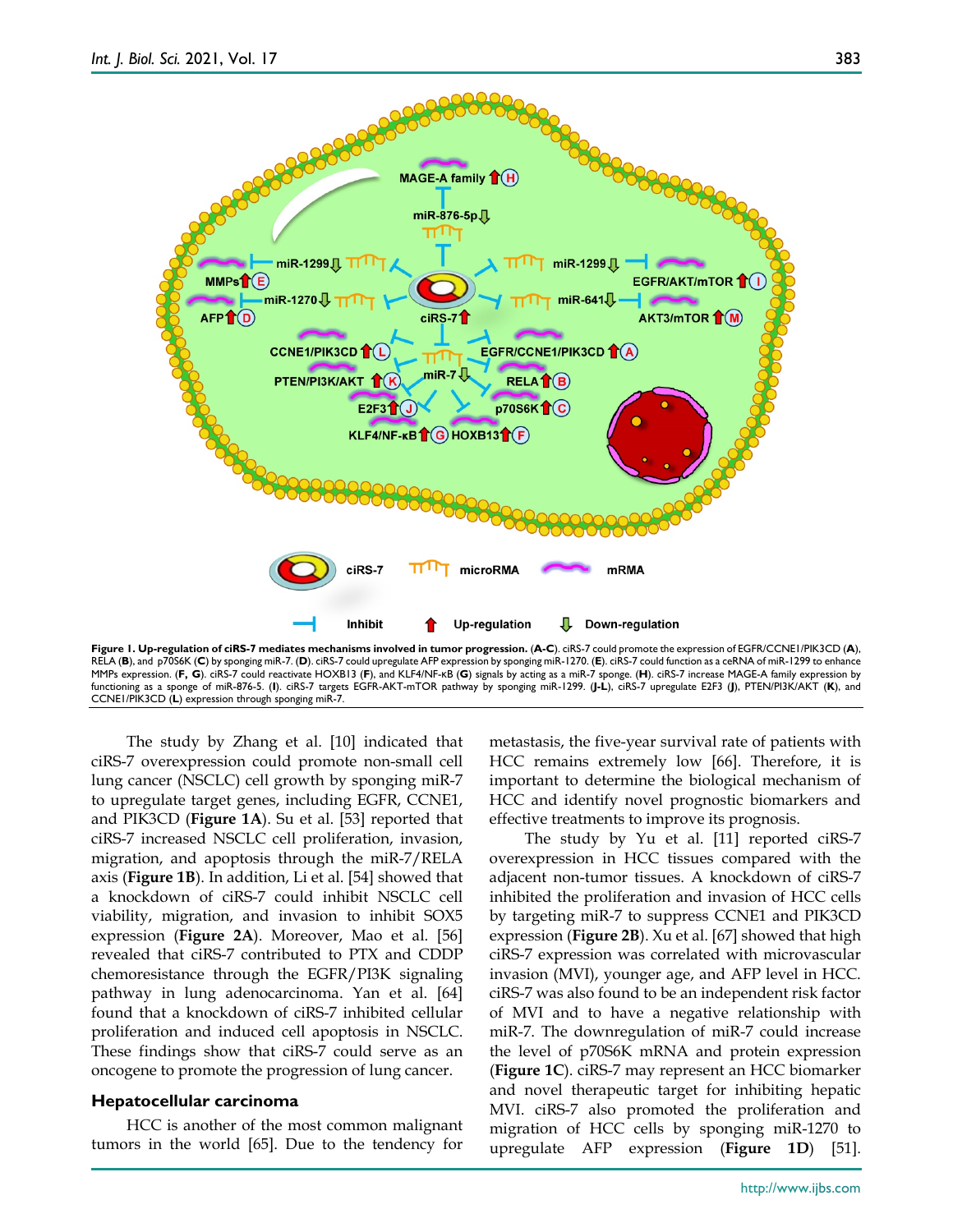**Figure 1. Up-regulation of ciRS-7 mediates mechanisms involved in tumor progression.** (**A-C**). ciRS-7 could promote the expression of EGFR/CCNE1/PIK3CD (**A**), RELA (**B**), and p70S6K (**C**) by sponging miR-7. (**D**). ciRS-7 could upregulate AFP expression by sponging miR-1270. (**E**). ciRS-7 could function as a ceRNA of miR-1299 to enhance MMPs expression. (**F, G**). ciRS-7 could reactivate HOXB13 (**F**), and KLF4/NF-κB (**G**) signals by acting as a miR-7 sponge. (**H**). ciRS-7 increase MAGE-A family expression by functioning as a sponge of miR-876-5. (**I**). ciRS-7 targets EGFR-AKT-mTOR pathway by sponging miR-1299. (**J-L**), ciRS-7 upregulate E2F3 (**J**), PTEN/PI3K/AKT (**K**), and CCNE1/PIK3CD (**L**) expression through sponging miR-7.

The study by Zhang et al. [10] indicated that ciRS-7 overexpression could promote non-small cell lung cancer (NSCLC) cell growth by sponging miR-7 to upregulate target genes, including EGFR, CCNE1, and PIK3CD (**Figure 1A**). Su et al. [53] reported that ciRS-7 increased NSCLC cell proliferation, invasion, migration, and apoptosis through the miR-7/RELA axis (**Figure 1B**). In addition, Li et al. [54] showed that a knockdown of ciRS-7 could inhibit NSCLC cell viability, migration, and invasion to inhibit SOX5 expression (**Figure 2A**). Moreover, Mao et al. [56] revealed that ciRS-7 contributed to PTX and CDDP chemoresistance through the EGFR/PI3K signaling pathway in lung adenocarcinoma. Yan et al. [64] found that a knockdown of ciRS-7 inhibited cellular proliferation and induced cell apoptosis in NSCLC. These findings show that ciRS-7 could serve as an oncogene to promote the progression of lung cancer.

### Hepatocellular carcinoma

HCC is another of the most common malignant tumors in the world [65]. Due to the tendency for metastasis, the five-year survival rate of patients with HCC remains extremely low [66]. Therefore, it is important to determine the biological mechanism of HCC and identify novel prognostic biomarkers and effective treatments to improve its prognosis.

The study by Yu et al. [11] reported ciRS-7 overexpression in HCC tissues compared with the adjacent non-tumor tissues. A knockdown of ciRS-7 inhibited the proliferation and invasion of HCC cells by targeting miR-7 to suppress CCNE1 and PIK3CD expression (**Figure 2B**). Xu et al. [67] showed that high ciRS-7 expression was correlated with microvascular invasion (MVI), younger age, and AFP level in HCC. ciRS-7 was also found to be an independent risk factor of MVI and to have a negative relationship with miR-7. The downregulation of miR-7 could increase the level of p70S6K mRNA and protein expression (**Figure 1C**). ciRS-7 may represent an HCC biomarker and novel therapeutic target for inhibiting hepatic MVI. ciRS-7 also promoted the proliferation and migration of HCC cells by sponging miR-1270 to upregulate AFP expression (**Figure 1D**) [51].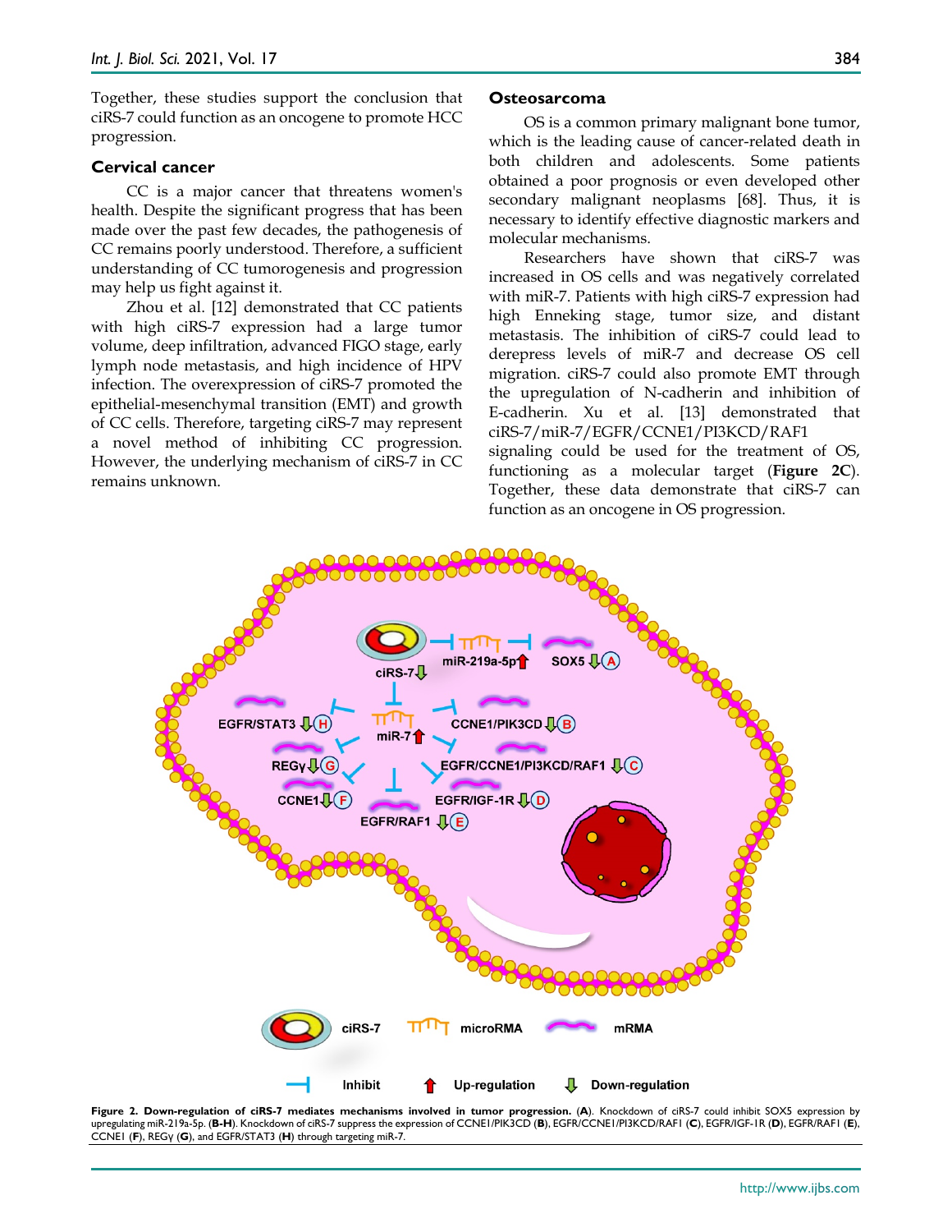Together, these studies support the conclusion that ciRS-7 could function as an oncogene to promote HCC progression.

### Cervical cancer

CC is a major cancer that threatens women's health. Despite the significant progress that has been made over the past few decades, the pathogenesis of CC remains poorly understood. Therefore, a sufficient understanding of CC tumorogenesis and progression may help us fight against it.

Zhou et al. [12] demonstrated that CC patients with high ciRS-7 expression had a large tumor volume, deep infiltration, advanced FIGO stage, early lymph node metastasis, and high incidence of HPV infection. The overexpression of ciRS-7 promoted the epithelial-mesenchymal transition (EMT) and growth of CC cells. Therefore, targeting ciRS-7 may represent a novel method of inhibiting CC progression. However, the underlying mechanism of ciRS-7 in CC remains unknown.

### Osteosarcoma

OS is a common primary malignant bone tumor, which is the leading cause of cancer-related death in both children and adolescents. Some patients obtained a poor prognosis or even developed other secondary malignant neoplasms [68]. Thus, it is necessary to identify effective diagnostic markers and molecular mechanisms.

Researchers have shown that ciRS-7 was increased in OS cells and was negatively correlated with miR-7. Patients with high ciRS-7 expression had high Enneking stage, tumor size, and distant metastasis. The inhibition of ciRS-7 could lead to derepress levels of miR-7 and decrease OS cell migration. ciRS-7 could also promote EMT through the upregulation of N-cadherin and inhibition of E-cadherin. Xu et al. [13] demonstrated that ciRS-7/miR-7/EGFR/CCNE1/PI3KCD/RAF1 signaling could be used for the treatment of OS, functioning as a molecular target (**Figure 2C**). Together, these data demonstrate that ciRS-7 can function as an oncogene in OS progression.

**Figure 2. Down-regulation of ciRS-7 mediates mechanisms involved in tumor progression.** (**A**). Knockdown of ciRS-7 could inhibit SOX5 expression by upregulating miR-219a-5p. (**B-H**). Knockdown of ciRS-7 suppress the expression of CCNE1/PIK3CD (**B**), EGFR/CCNE1/PI3KCD/RAF1 (**C**), EGFR/IGF-1R (**D**), EGFR/RAF1 (**E**), CCNE1 (**F**), REGγ (**G**), and EGFR/STAT3 (**H**) through targeting miR-7.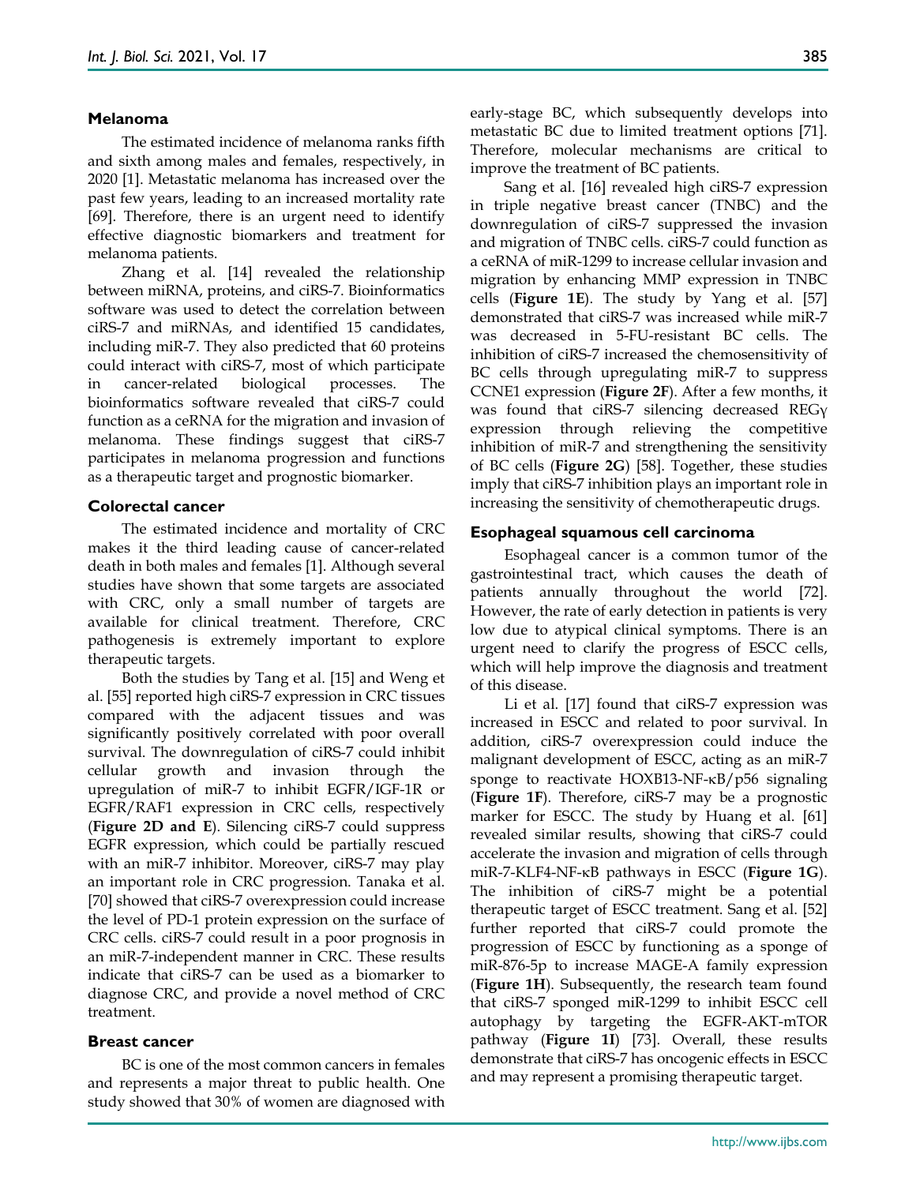### Melanoma

The estimated incidence of melanoma ranks fifth and sixth among males and females, respectively, in 2020 [1]. Metastatic melanoma has increased over the past few years, leading to an increased mortality rate [69]. Therefore, there is an urgent need to identify effective diagnostic biomarkers and treatment for melanoma patients.

Zhang et al. [14] revealed the relationship between miRNA, proteins, and ciRS-7. Bioinformatics software was used to detect the correlation between ciRS-7 and miRNAs, and identified 15 candidates, including miR-7. They also predicted that 60 proteins could interact with ciRS-7, most of which participate in cancer-related biological processes. The bioinformatics software revealed that ciRS-7 could function as a ceRNA for the migration and invasion of melanoma. These findings suggest that ciRS-7 participates in melanoma progression and functions as a therapeutic target and prognostic biomarker.

### Colorectal cancer

The estimated incidence and mortality of CRC makes it the third leading cause of cancer-related death in both males and females [1]. Although several studies have shown that some targets are associated with CRC, only a small number of targets are available for clinical treatment. Therefore, CRC pathogenesis is extremely important to explore therapeutic targets.

Both the studies by Tang et al. [15] and Weng et al. [55] reported high ciRS-7 expression in CRC tissues compared with the adjacent tissues and was significantly positively correlated with poor overall survival. The downregulation of ciRS-7 could inhibit cellular growth and invasion through the upregulation of miR-7 to inhibit EGFR/IGF-1R or EGFR/RAF1 expression in CRC cells, respectively (**Figure 2D and E**). Silencing ciRS-7 could suppress EGFR expression, which could be partially rescued with an miR-7 inhibitor. Moreover, ciRS-7 may play an important role in CRC progression. Tanaka et al. [70] showed that ciRS-7 overexpression could increase the level of PD-1 protein expression on the surface of CRC cells. ciRS-7 could result in a poor prognosis in an miR-7-independent manner in CRC. These results indicate that ciRS-7 can be used as a biomarker to diagnose CRC, and provide a novel method of CRC treatment.

### Breast cancer

BC is one of the most common cancers in females and represents a major threat to public health. One study showed that 30% of women are diagnosed with early-stage BC, which subsequently develops into metastatic BC due to limited treatment options [71]. Therefore, molecular mechanisms are critical to improve the treatment of BC patients.

Sang et al. [16] revealed high ciRS-7 expression in triple negative breast cancer (TNBC) and the downregulation of ciRS-7 suppressed the invasion and migration of TNBC cells. ciRS-7 could function as a ceRNA of miR-1299 to increase cellular invasion and migration by enhancing MMP expression in TNBC cells (**Figure 1E**). The study by Yang et al. [57] demonstrated that ciRS-7 was increased while miR-7 was decreased in 5-FU-resistant BC cells. The inhibition of ciRS-7 increased the chemosensitivity of BC cells through upregulating miR-7 to suppress CCNE1 expression (**Figure 2F**). After a few months, it was found that ciRS-7 silencing decreased REGγ expression through relieving the competitive inhibition of miR-7 and strengthening the sensitivity of BC cells (**Figure 2G**) [58]. Together, these studies imply that ciRS-7 inhibition plays an important role in increasing the sensitivity of chemotherapeutic drugs.

### Esophageal squamous cell carcinoma

Esophageal cancer is a common tumor of the gastrointestinal tract, which causes the death of patients annually throughout the world [72]. However, the rate of early detection in patients is very low due to atypical clinical symptoms. There is an urgent need to clarify the progress of ESCC cells, which will help improve the diagnosis and treatment of this disease.

Li et al. [17] found that ciRS-7 expression was increased in ESCC and related to poor survival. In addition, ciRS-7 overexpression could induce the malignant development of ESCC, acting as an miR-7 sponge to reactivate HOXB13-NF-κB/p56 signaling (**Figure 1F**). Therefore, ciRS-7 may be a prognostic marker for ESCC. The study by Huang et al. [61] revealed similar results, showing that ciRS-7 could accelerate the invasion and migration of cells through miR-7-KLF4-NF-κB pathways in ESCC (**Figure 1G**). The inhibition of ciRS-7 might be a potential therapeutic target of ESCC treatment. Sang et al. [52] further reported that ciRS-7 could promote the progression of ESCC by functioning as a sponge of miR-876-5p to increase MAGE-A family expression (**Figure 1H**). Subsequently, the research team found that ciRS-7 sponged miR-1299 to inhibit ESCC cell autophagy by targeting the EGFR-AKT-mTOR pathway (**Figure 1I**) [73]. Overall, these results demonstrate that ciRS-7 has oncogenic effects in ESCC and may represent a promising therapeutic target.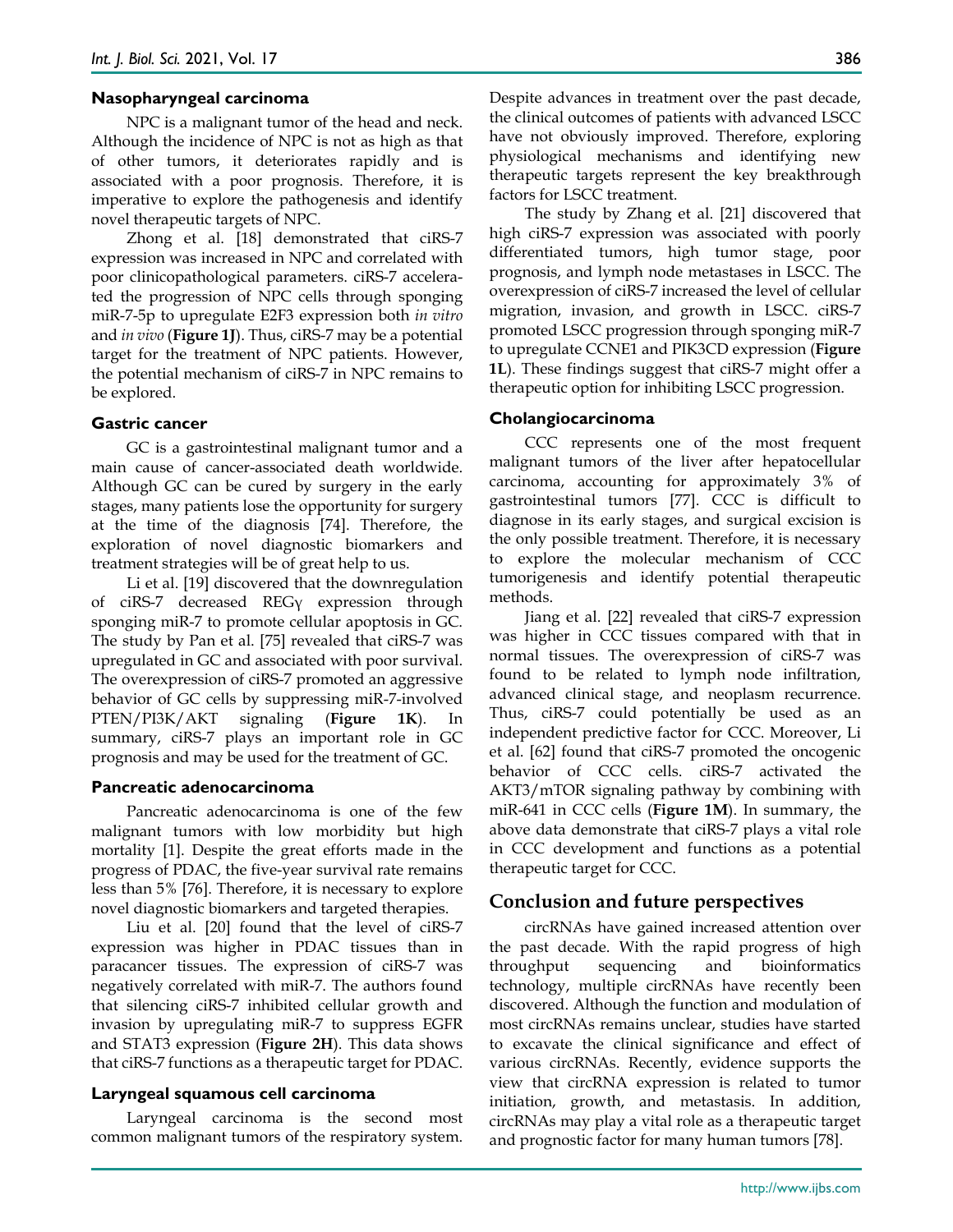### Nasopharyngeal carcinoma

NPC is a malignant tumor of the head and neck. Although the incidence of NPC is not as high as that of other tumors, it deteriorates rapidly and is associated with a poor prognosis. Therefore, it is imperative to explore the pathogenesis and identify novel therapeutic targets of NPC.

Zhong et al. [18] demonstrated that ciRS-7 expression was increased in NPC and correlated with poor clinicopathological parameters. ciRS-7 accelerated the progression of NPC cells through sponging miR-7-5p to upregulate E2F3 expression both *in vitro* and *in vivo* (**Figure 1J**). Thus, ciRS-7 may be a potential target for the treatment of NPC patients. However, the potential mechanism of ciRS-7 in NPC remains to be explored.

### Gastric cancer

GC is a gastrointestinal malignant tumor and a main cause of cancer-associated death worldwide. Although GC can be cured by surgery in the early stages, many patients lose the opportunity for surgery at the time of the diagnosis [74]. Therefore, the exploration of novel diagnostic biomarkers and treatment strategies will be of great help to us.

Li et al. [19] discovered that the downregulation of ciRS-7 decreased REGγ expression through sponging miR-7 to promote cellular apoptosis in GC. The study by Pan et al. [75] revealed that ciRS-7 was upregulated in GC and associated with poor survival. The overexpression of ciRS-7 promoted an aggressive behavior of GC cells by suppressing miR-7-involved PTEN/PI3K/AKT signaling (**Figure 1K**). In summary, ciRS-7 plays an important role in GC prognosis and may be used for the treatment of GC.

### Pancreatic adenocarcinoma

Pancreatic adenocarcinoma is one of the few malignant tumors with low morbidity but high mortality [1]. Despite the great efforts made in the progress of PDAC, the five-year survival rate remains less than 5% [76]. Therefore, it is necessary to explore novel diagnostic biomarkers and targeted therapies.

Liu et al. [20] found that the level of ciRS-7 expression was higher in PDAC tissues than in paracancer tissues. The expression of ciRS-7 was negatively correlated with miR-7. The authors found that silencing ciRS-7 inhibited cellular growth and invasion by upregulating miR-7 to suppress EGFR and STAT3 expression (**Figure 2H**). This data shows that ciRS-7 functions as a therapeutic target for PDAC.

### Laryngeal squamous cell carcinoma

Laryngeal carcinoma is the second most common malignant tumors of the respiratory system. Despite advances in treatment over the past decade, the clinical outcomes of patients with advanced LSCC have not obviously improved. Therefore, exploring physiological mechanisms and identifying new therapeutic targets represent the key breakthrough factors for LSCC treatment.

The study by Zhang et al. [21] discovered that high ciRS-7 expression was associated with poorly differentiated tumors, high tumor stage, poor prognosis, and lymph node metastases in LSCC. The overexpression of ciRS-7 increased the level of cellular migration, invasion, and growth in LSCC. ciRS-7 promoted LSCC progression through sponging miR-7 to upregulate CCNE1 and PIK3CD expression (**Figure 1L**). These findings suggest that ciRS-7 might offer a therapeutic option for inhibiting LSCC progression.

### Cholangiocarcinoma

CCC represents one of the most frequent malignant tumors of the liver after hepatocellular carcinoma, accounting for approximately 3% of gastrointestinal tumors [77]. CCC is difficult to diagnose in its early stages, and surgical excision is the only possible treatment. Therefore, it is necessary to explore the molecular mechanism of CCC tumorigenesis and identify potential therapeutic methods.

Jiang et al. [22] revealed that ciRS-7 expression was higher in CCC tissues compared with that in normal tissues. The overexpression of ciRS-7 was found to be related to lymph node infiltration, advanced clinical stage, and neoplasm recurrence. Thus, ciRS-7 could potentially be used as an independent predictive factor for CCC. Moreover, Li et al. [62] found that ciRS-7 promoted the oncogenic behavior of CCC cells. ciRS-7 activated the AKT3/mTOR signaling pathway by combining with miR-641 in CCC cells (**Figure 1M**). In summary, the above data demonstrate that ciRS-7 plays a vital role in CCC development and functions as a potential therapeutic target for CCC.

## Conclusion and future perspectives

circRNAs have gained increased attention over the past decade. With the rapid progress of high throughput sequencing and bioinformatics technology, multiple circRNAs have recently been discovered. Although the function and modulation of most circRNAs remains unclear, studies have started to excavate the clinical significance and effect of various circRNAs. Recently, evidence supports the view that circRNA expression is related to tumor initiation, growth, and metastasis. In addition, circRNAs may play a vital role as a therapeutic target and prognostic factor for many human tumors [78].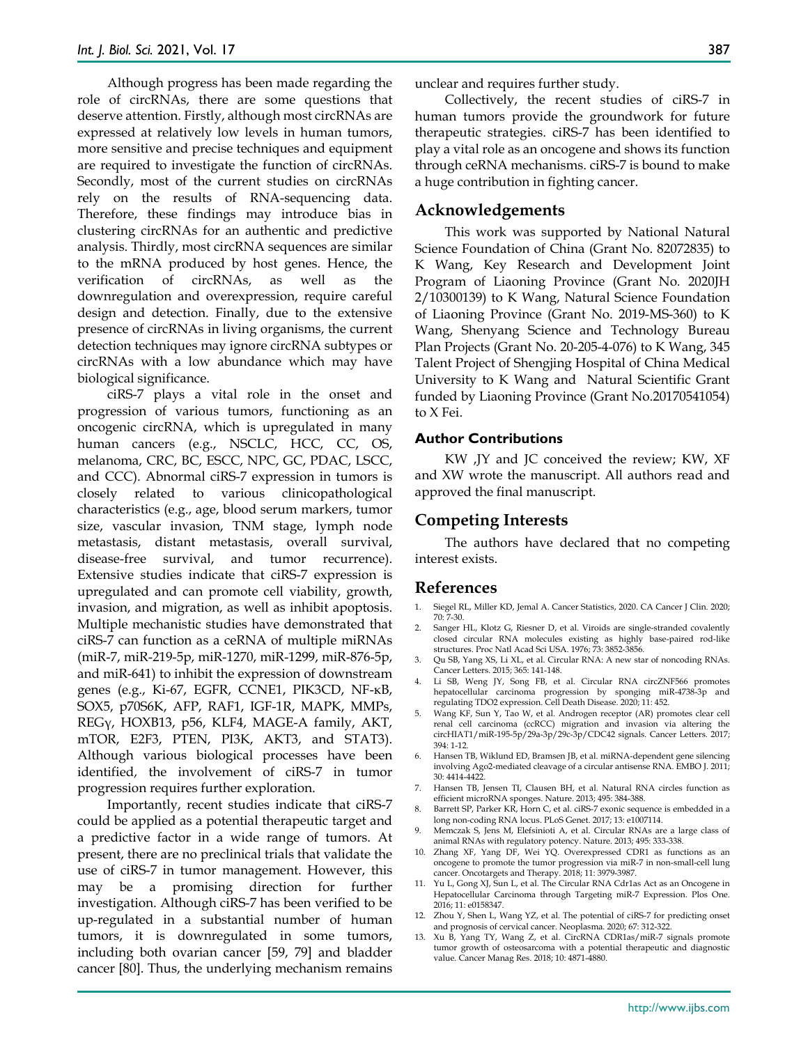Although progress has been made regarding the role of circRNAs, there are some questions that deserve attention. Firstly, although most circRNAs are expressed at relatively low levels in human tumors, more sensitive and precise techniques and equipment are required to investigate the function of circRNAs. Secondly, most of the current studies on circRNAs rely on the results of RNA-sequencing data. Therefore, these findings may introduce bias in clustering circRNAs for an authentic and predictive analysis. Thirdly, most circRNA sequences are similar to the mRNA produced by host genes. Hence, the verification of circRNAs, as well as the downregulation and overexpression, require careful design and detection. Finally, due to the extensive presence of circRNAs in living organisms, the current detection techniques may ignore circRNA subtypes or circRNAs with a low abundance which may have biological significance.

ciRS-7 plays a vital role in the onset and progression of various tumors, functioning as an oncogenic circRNA, which is upregulated in many human cancers (e.g., NSCLC, HCC, CC, OS, melanoma, CRC, BC, ESCC, NPC, GC, PDAC, LSCC, and CCC). Abnormal ciRS-7 expression in tumors is closely related to various clinicopathological characteristics (e.g., age, blood serum markers, tumor size, vascular invasion, TNM stage, lymph node metastasis, distant metastasis, overall survival, disease-free survival, and tumor recurrence). Extensive studies indicate that ciRS-7 expression is upregulated and can promote cell viability, growth, invasion, and migration, as well as inhibit apoptosis. Multiple mechanistic studies have demonstrated that ciRS-7 can function as a ceRNA of multiple miRNAs (miR-7, miR-219-5p, miR-1270, miR-1299, miR-876-5p, and miR-641) to inhibit the expression of downstream genes (e.g., Ki-67, EGFR, CCNE1, PIK3CD, NF-κB, SOX5, p70S6K, AFP, RAF1, IGF-1R, MAPK, MMPs, REGγ, HOXB13, p56, KLF4, MAGE-A family, AKT, mTOR, E2F3, PTEN, PI3K, AKT3, and STAT3). Although various biological processes have been identified, the involvement of ciRS-7 in tumor progression requires further exploration.

Importantly, recent studies indicate that ciRS-7 could be applied as a potential therapeutic target and a predictive factor in a wide range of tumors. At present, there are no preclinical trials that validate the use of ciRS-7 in tumor management. However, this may be a promising direction for further investigation. Although ciRS-7 has been verified to be up-regulated in a substantial number of human tumors, it is downregulated in some tumors, including both ovarian cancer [59, 79] and bladder cancer [80]. Thus, the underlying mechanism remains unclear and requires further study.

Collectively, the recent studies of ciRS-7 in human tumors provide the groundwork for future therapeutic strategies. ciRS-7 has been identified to play a vital role as an oncogene and shows its function through ceRNA mechanisms. ciRS-7 is bound to make a huge contribution in fighting cancer.

## Acknowledgements

This work was supported by National Natural Science Foundation of China (Grant No. 82072835) to K Wang, Key Research and Development Joint Program of Liaoning Province (Grant No. 2020JH 2/10300139) to K Wang, Natural Science Foundation of Liaoning Province (Grant No. 2019-MS-360) to K Wang, Shenyang Science and Technology Bureau Plan Projects (Grant No. 20-205-4-076) to K Wang, 345 Talent Project of Shengjing Hospital of China Medical University to K Wang and Natural Scientific Grant funded by Liaoning Province (Grant No.20170541054) to X Fei.

### Author Contributions

KW ,JY and JC conceived the review; KW, XF and XW wrote the manuscript. All authors read and approved the final manuscript.

## Competing Interests

The authors have declared that no competing interest exists.

## References

1. Siegel RL, Miller KD, Jemal A. Cancer Statistics, 2020. CA Cancer J Clin. 2020; 70: 7-30.
2. Sanger HL, Klotz G, Riesner D, et al. Viroids are single-stranded covalently closed circular RNA molecules existing as highly base-paired rod-like structures. Proc Natl Acad Sci USA. 1976; 73: 3852-3856.
3. Qu SB, Yang XS, Li XL, et al. Circular RNA: A new star of noncoding RNAs. Cancer Letters. 2015; 365: 141-148.
4. Li SB, Weng JY, Song FB, et al. Circular RNA circZNF566 promotes hepatocellular carcinoma progression by sponging miR-4738-3p and regulating TDO2 expression. Cell Death Disease. 2020; 11: 452.
5. Wang KF, Sun Y, Tao W, et al. Androgen receptor (AR) promotes clear cell renal cell carcinoma (ccRCC) migration and invasion via altering the circHIAT1/miR-195-5p/29a-3p/29c-3p/CDC42 signals. Cancer Letters. 2017; 394: 1-12.
6. Hansen TB, Wiklund ED, Bramsen JB, et al. miRNA-dependent gene silencing involving Ago2-mediated cleavage of a circular antisense RNA. EMBO J. 2011; 30: 4414-4422.
7. Hansen TB, Jensen TI, Clausen BH, et al. Natural RNA circles function as efficient microRNA sponges. Nature. 2013; 495: 384-388.
8. Barrett SP, Parker KR, Horn C, et al. ciRS-7 exonic sequence is embedded in a long non-coding RNA locus. PLoS Genet. 2017; 13: e1007114.
9. Memczak S, Jens M, Elefsinioti A, et al. Circular RNAs are a large class of animal RNAs with regulatory potency. Nature. 2013; 495: 333-338.
10. Zhang XF, Yang DF, Wei YQ. Overexpressed CDR1 as functions as an oncogene to promote the tumor progression via miR-7 in non-small-cell lung cancer. Oncotargets and Therapy. 2018; 11: 3979-3987.
11. Yu L, Gong XJ, Sun L, et al. The Circular RNA Cdr1as Act as an Oncogene in Hepatocellular Carcinoma through Targeting miR-7 Expression. Plos One. 2016; 11: e0158347.
12. Zhou Y, Shen L, Wang YZ, et al. The potential of ciRS-7 for predicting onset and prognosis of cervical cancer. Neoplasma. 2020; 67: 312-322.
13. Xu B, Yang TY, Wang Z, et al. CircRNA CDR1as/miR-7 signals promote tumor growth of osteosarcoma with a potential therapeutic and diagnostic value. Cancer Manag Res. 2018; 10: 4871-4880.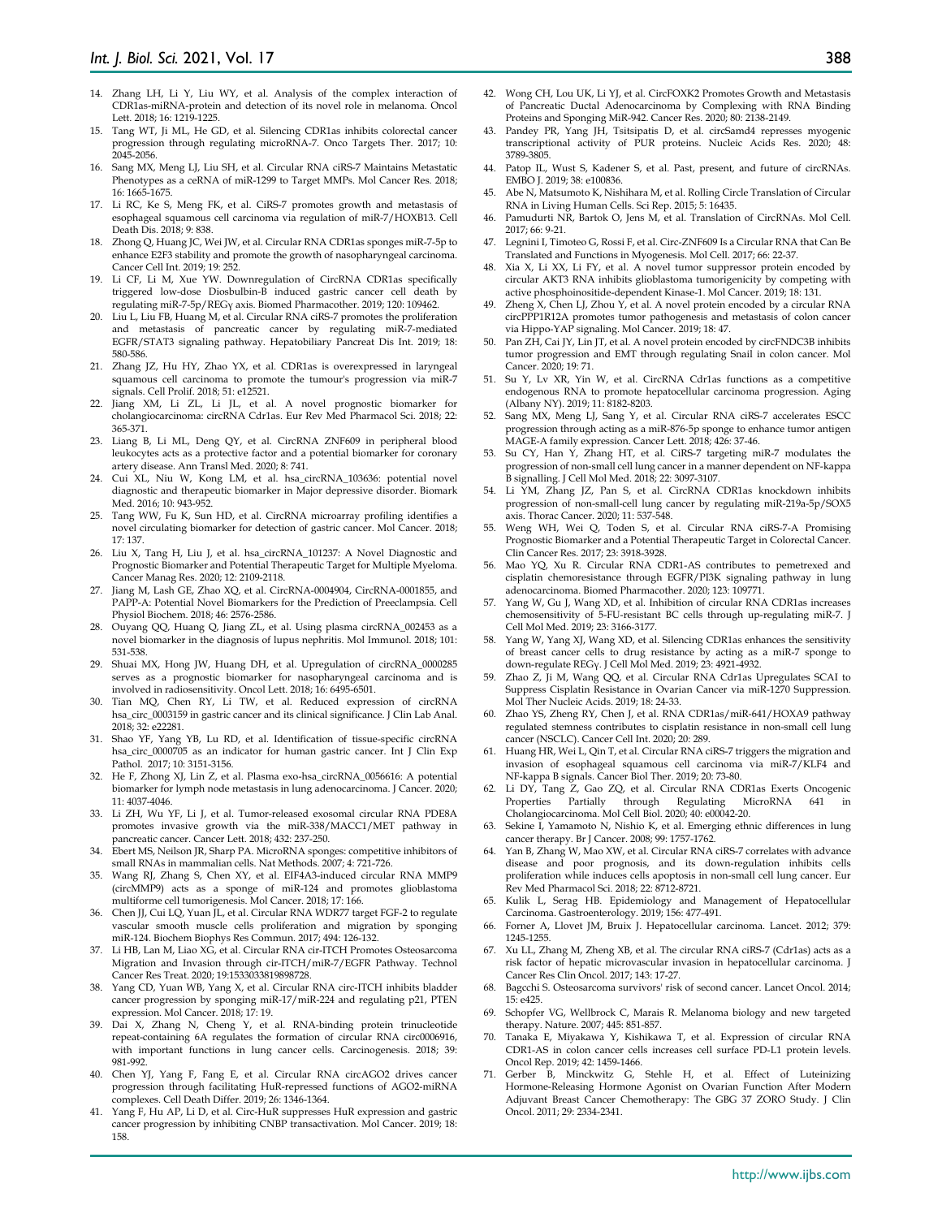14. Zhang LH, Li Y, Liu WY, et al. Analysis of the complex interaction of CDR1as-miRNA-protein and detection of its novel role in melanoma. Oncol Lett. 2018; 16: 1219-1225.
15. Tang WT, Ji ML, He GD, et al. Silencing CDR1as inhibits colorectal cancer progression through regulating microRNA-7. Onco Targets Ther. 2017; 10: 2045-2056.
16. Sang MX, Meng LJ, Liu SH, et al. Circular RNA ciRS-7 Maintains Metastatic Phenotypes as a ceRNA of miR-1299 to Target MMPs. Mol Cancer Res. 2018; 16: 1665-1675.
17. Li RC, Ke S, Meng FK, et al. CiRS-7 promotes growth and metastasis of esophageal squamous cell carcinoma via regulation of miR-7/HOXB13. Cell Death Dis. 2018; 9: 838.
18. Zhong Q, Huang JC, Wei JW, et al. Circular RNA CDR1as sponges miR-7-5p to enhance E2F3 stability and promote the growth of nasopharyngeal carcinoma. Cancer Cell Int. 2019; 19: 252.
19. Li CF, Li M, Xue YW. Downregulation of CircRNA CDR1as specifically triggered low-dose Diosbulbin-B induced gastric cancer cell death by regulating miR-7-5p/REGγ axis. Biomed Pharmacother. 2019; 120: 109462.
20. Liu L, Liu FB, Huang M, et al. Circular RNA ciRS-7 promotes the proliferation and metastasis of pancreatic cancer by regulating miR-7-mediated EGFR/STAT3 signaling pathway. Hepatobiliary Pancreat Dis Int. 2019; 18: 580-586.
21. Zhang JZ, Hu HY, Zhao YX, et al. CDR1as is overexpressed in laryngeal squamous cell carcinoma to promote the tumour's progression via miR-7 signals. Cell Prolif. 2018; 51: e12521.
22. Jiang XM, Li ZL, Li JL, et al. A novel prognostic biomarker for cholangiocarcinoma: circRNA Cdr1as. Eur Rev Med Pharmacol Sci. 2018; 22: 365-371.
23. Liang B, Li ML, Deng QY, et al. CircRNA ZNF609 in peripheral blood leukocytes acts as a protective factor and a potential biomarker for coronary artery disease. Ann Transl Med. 2020; 8: 741.
24. Cui XL, Niu W, Kong LM, et al. hsa_circRNA_103636: potential novel diagnostic and therapeutic biomarker in Major depressive disorder. Biomark Med. 2016; 10: 943-952.
25. Tang WW, Fu K, Sun HD, et al. CircRNA microarray profiling identifies a novel circulating biomarker for detection of gastric cancer. Mol Cancer. 2018; 17: 137.
26. Liu X, Tang H, Liu J, et al. hsa_circRNA_101237: A Novel Diagnostic and Prognostic Biomarker and Potential Therapeutic Target for Multiple Myeloma. Cancer Manag Res. 2020; 12: 2109-2118.
27. Jiang M, Lash GE, Zhao XQ, et al. CircRNA-0004904, CircRNA-0001855, and PAPP-A: Potential Novel Biomarkers for the Prediction of Preeclampsia. Cell Physiol Biochem. 2018; 46: 2576-2586.
28. Ouyang QQ, Huang Q, Jiang ZL, et al. Using plasma circRNA_002453 as a novel biomarker in the diagnosis of lupus nephritis. Mol Immunol. 2018; 101: 531-538.
29. Shuai MX, Hong JW, Huang DH, et al. Upregulation of circRNA_0000285 serves as a prognostic biomarker for nasopharyngeal carcinoma and is involved in radiosensitivity. Oncol Lett. 2018; 16: 6495-6501.
30. Tian MQ, Chen RY, Li TW, et al. Reduced expression of circRNA hsa_circ_0003159 in gastric cancer and its clinical significance. J Clin Lab Anal. 2018; 32: e22281.
31. Shao YF, Yang YB, Lu RD, et al. Identification of tissue-specific circRNA hsa_circ_0000705 as an indicator for human gastric cancer. Int J Clin Exp Pathol. 2017; 10: 3151-3156.
32. He F, Zhong XJ, Lin Z, et al. Plasma exo-hsa_circRNA_0056616: A potential biomarker for lymph node metastasis in lung adenocarcinoma. J Cancer. 2020; 11: 4037-4046.
33. Li ZH, Wu YF, Li J, et al. Tumor-released exosomal circular RNA PDE8A promotes invasive growth via the miR-338/MACC1/MET pathway in pancreatic cancer. Cancer Lett. 2018; 432: 237-250.
34. Ebert MS, Neilson JR, Sharp PA. MicroRNA sponges: competitive inhibitors of small RNAs in mammalian cells. Nat Methods. 2007; 4: 721-726.
35. Wang RJ, Zhang S, Chen XY, et al. EIF4A3-induced circular RNA MMP9 (circMMP9) acts as a sponge of miR-124 and promotes glioblastoma multiforme cell tumorigenesis. Mol Cancer. 2018; 17: 166.
36. Chen JJ, Cui LQ, Yuan JL, et al. Circular RNA WDR77 target FGF-2 to regulate vascular smooth muscle cells proliferation and migration by sponging miR-124. Biochem Biophys Res Commun. 2017; 494: 126-132.
37. Li HB, Lan M, Liao XG, et al. Circular RNA cir-ITCH Promotes Osteosarcoma Migration and Invasion through cir-ITCH/miR-7/EGFR Pathway. Technol Cancer Res Treat. 2020; 19:1533033819898728.
38. Yang CD, Yuan WB, Yang X, et al. Circular RNA circ-ITCH inhibits bladder cancer progression by sponging miR-17/miR-224 and regulating p21, PTEN expression. Mol Cancer. 2018; 17: 19.
39. Dai X, Zhang N, Cheng Y, et al. RNA-binding protein trinucleotide repeat-containing 6A regulates the formation of circular RNA circ0006916, with important functions in lung cancer cells. Carcinogenesis. 2018; 39: 981-992.
40. Chen YJ, Yang F, Fang E, et al. Circular RNA circAGO2 drives cancer progression through facilitating HuR-repressed functions of AGO2-miRNA complexes. Cell Death Differ. 2019; 26: 1346-1364.
41. Yang F, Hu AP, Li D, et al. Circ-HuR suppresses HuR expression and gastric cancer progression by inhibiting CNBP transactivation. Mol Cancer. 2019; 18: 158.
42. Wong CH, Lou UK, Li YJ, et al. CircFOXK2 Promotes Growth and Metastasis of Pancreatic Ductal Adenocarcinoma by Complexing with RNA Binding Proteins and Sponging MiR-942. Cancer Res. 2020; 80: 2138-2149.
43. Pandey PR, Yang JH, Tsitsipatis D, et al. circSamd4 represses myogenic transcriptional activity of PUR proteins. Nucleic Acids Res. 2020; 48: 3789-3805.
44. Patop IL, Wust S, Kadener S, et al. Past, present, and future of circRNAs. EMBO J. 2019; 38: e100836.
45. Abe N, Matsumoto K, Nishihara M, et al. Rolling Circle Translation of Circular RNA in Living Human Cells. Sci Rep. 2015; 5: 16435.
46. Pamudurti NR, Bartok O, Jens M, et al. Translation of CircRNAs. Mol Cell. 2017; 66: 9-21.
47. Legnini I, Timoteo G, Rossi F, et al. Circ-ZNF609 Is a Circular RNA that Can Be Translated and Functions in Myogenesis. Mol Cell. 2017; 66: 22-37.
48. Xia X, Li XX, Li FY, et al. A novel tumor suppressor protein encoded by circular AKT3 RNA inhibits glioblastoma tumorigenicity by competing with active phosphoinositide-dependent Kinase-1. Mol Cancer. 2019; 18: 131.
49. Zheng X, Chen LJ, Zhou Y, et al. A novel protein encoded by a circular RNA circPPP1R12A promotes tumor pathogenesis and metastasis of colon cancer via Hippo-YAP signaling. Mol Cancer. 2019; 18: 47.
50. Pan ZH, Cai JY, Lin JT, et al. A novel protein encoded by circFNDC3B inhibits tumor progression and EMT through regulating Snail in colon cancer. Mol Cancer. 2020; 19: 71.
51. Su Y, Lv XR, Yin W, et al. CircRNA Cdr1as functions as a competitive endogenous RNA to promote hepatocellular carcinoma progression. Aging (Albany NY). 2019; 11: 8182-8203.
52. Sang MX, Meng LJ, Sang Y, et al. Circular RNA ciRS-7 accelerates ESCC progression through acting as a miR-876-5p sponge to enhance tumor antigen MAGE-A family expression. Cancer Lett. 2018; 426: 37-46.
53. Su CY, Han Y, Zhang HT, et al. CiRS-7 targeting miR-7 modulates the progression of non-small cell lung cancer in a manner dependent on NF-kappa B signalling. J Cell Mol Med. 2018; 22: 3097-3107.
54. Li YM, Zhang JZ, Pan S, et al. CircRNA CDR1as knockdown inhibits progression of non-small-cell lung cancer by regulating miR-219a-5p/SOX5 axis. Thorac Cancer. 2020; 11: 537-548.
55. Weng WH, Wei Q, Toden S, et al. Circular RNA ciRS-7-A Promising Prognostic Biomarker and a Potential Therapeutic Target in Colorectal Cancer. Clin Cancer Res. 2017; 23: 3918-3928.
56. Mao YQ, Xu R. Circular RNA CDR1-AS contributes to pemetrexed and cisplatin chemoresistance through EGFR/PI3K signaling pathway in lung adenocarcinoma. Biomed Pharmacother. 2020; 123: 109771.
57. Yang W, Gu J, Wang XD, et al. Inhibition of circular RNA CDR1as increases chemosensitivity of 5-FU-resistant BC cells through up-regulating miR-7. J Cell Mol Med. 2019; 23: 3166-3177.
58. Yang W, Yang XJ, Wang XD, et al. Silencing CDR1as enhances the sensitivity of breast cancer cells to drug resistance by acting as a miR-7 sponge to down-regulate REGγ. J Cell Mol Med. 2019; 23: 4921-4932.
59. Zhao Z, Ji M, Wang QQ, et al. Circular RNA Cdr1as Upregulates SCAI to Suppress Cisplatin Resistance in Ovarian Cancer via miR-1270 Suppression. Mol Ther Nucleic Acids. 2019; 18: 24-33.
60. Zhao YS, Zheng RY, Chen J, et al. RNA CDR1as/miR-641/HOXA9 pathway regulated stemness contributes to cisplatin resistance in non-small cell lung cancer (NSCLC). Cancer Cell Int. 2020; 20: 289.
61. Huang HR, Wei L, Qin T, et al. Circular RNA ciRS-7 triggers the migration and invasion of esophageal squamous cell carcinoma via miR-7/KLF4 and NF-kappa B signals. Cancer Biol Ther. 2019; 20: 73-80.
62. Li DY, Tang Z, Gao ZQ, et al. Circular RNA CDR1as Exerts Oncogenic Properties Partially through Regulating MicroRNA 641 in Cholangiocarcinoma. Mol Cell Biol. 2020; 40: e00042-20.
63. Sekine I, Yamamoto N, Nishio K, et al. Emerging ethnic differences in lung cancer therapy. Br J Cancer. 2008; 99: 1757-1762.
64. Yan B, Zhang W, Mao XW, et al. Circular RNA ciRS-7 correlates with advance disease and poor prognosis, and its down-regulation inhibits cells proliferation while induces cells apoptosis in non-small cell lung cancer. Eur Rev Med Pharmacol Sci. 2018; 22: 8712-8721.
65. Kulik L, Serag HB. Epidemiology and Management of Hepatocellular Carcinoma. Gastroenterology. 2019; 156: 477-491.
66. Forner A, Llovet JM, Bruix J. Hepatocellular carcinoma. Lancet. 2012; 379: 1245-1255.
67. Xu LL, Zhang M, Zheng XB, et al. The circular RNA ciRS-7 (Cdr1as) acts as a risk factor of hepatic microvascular invasion in hepatocellular carcinoma. J Cancer Res Clin Oncol. 2017; 143: 17-27.
68. Bagcchi S. Osteosarcoma survivors' risk of second cancer. Lancet Oncol. 2014; 15: e425.
69. Schopfer VG, Wellbrock C, Marais R. Melanoma biology and new targeted therapy. Nature. 2007; 445: 851-857.
70. Tanaka E, Miyakawa Y, Kishikawa T, et al. Expression of circular RNA CDR1-AS in colon cancer cells increases cell surface PD-L1 protein levels. Oncol Rep. 2019; 42: 1459-1466.
71. Gerber B, Minckwitz G, Stehle H, et al. Effect of Luteinizing Hormone-Releasing Hormone Agonist on Ovarian Function After Modern Adjuvant Breast Cancer Chemotherapy: The GBG 37 ZORO Study. J Clin Oncol. 2011; 29: 2334-2341.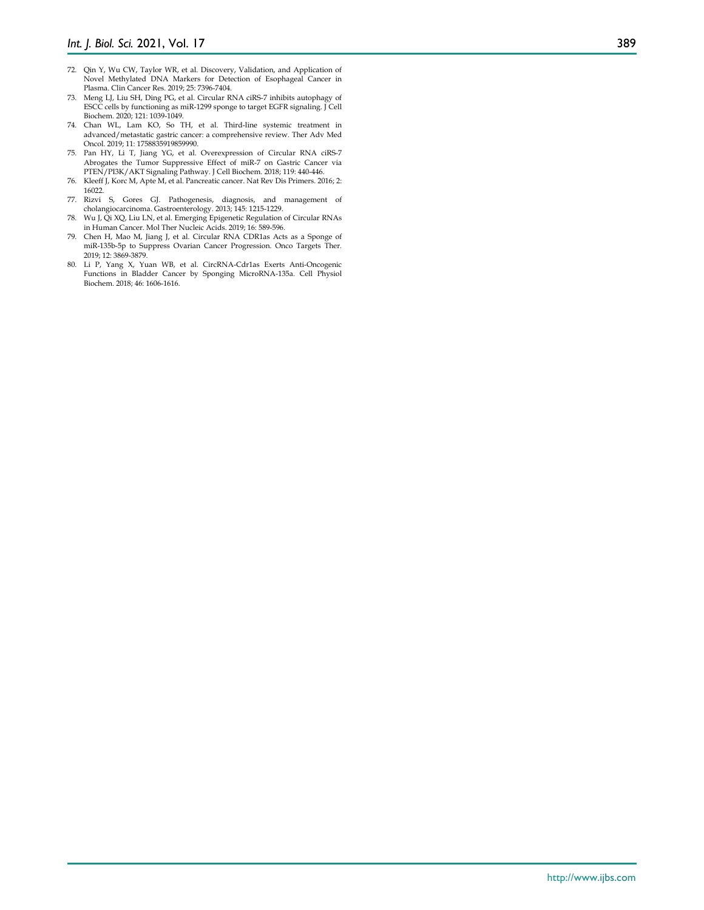72. Qin Y, Wu CW, Taylor WR, et al. Discovery, Validation, and Application of Novel Methylated DNA Markers for Detection of Esophageal Cancer in Plasma. Clin Cancer Res. 2019; 25: 7396-7404.
73. Meng LJ, Liu SH, Ding PG, et al. Circular RNA ciRS-7 inhibits autophagy of ESCC cells by functioning as miR-1299 sponge to target EGFR signaling. J Cell Biochem. 2020; 121: 1039-1049.
74. Chan WL, Lam KO, So TH, et al. Third-line systemic treatment in advanced/metastatic gastric cancer: a comprehensive review. Ther Adv Med Oncol. 2019; 11: 1758835919859990.
75. Pan HY, Li T, Jiang YG, et al. Overexpression of Circular RNA ciRS-7 Abrogates the Tumor Suppressive Effect of miR-7 on Gastric Cancer via PTEN/PI3K/AKT Signaling Pathway. J Cell Biochem. 2018; 119: 440-446.
76. Kleeff J, Korc M, Apte M, et al. Pancreatic cancer. Nat Rev Dis Primers. 2016; 2: 16022.
77. Rizvi S, Gores GJ. Pathogenesis, diagnosis, and management of cholangiocarcinoma. Gastroenterology. 2013; 145: 1215-1229.
78. Wu J, Qi XQ, Liu LN, et al. Emerging Epigenetic Regulation of Circular RNAs in Human Cancer. Mol Ther Nucleic Acids. 2019; 16: 589-596.
79. Chen H, Mao M, Jiang J, et al. Circular RNA CDR1as Acts as a Sponge of miR-135b-5p to Suppress Ovarian Cancer Progression. Onco Targets Ther. 2019; 12: 3869-3879.
80. Li P, Yang X, Yuan WB, et al. CircRNA-Cdr1as Exerts Anti-Oncogenic Functions in Bladder Cancer by Sponging MicroRNA-135a. Cell Physiol Biochem. 2018; 46: 1606-1616.